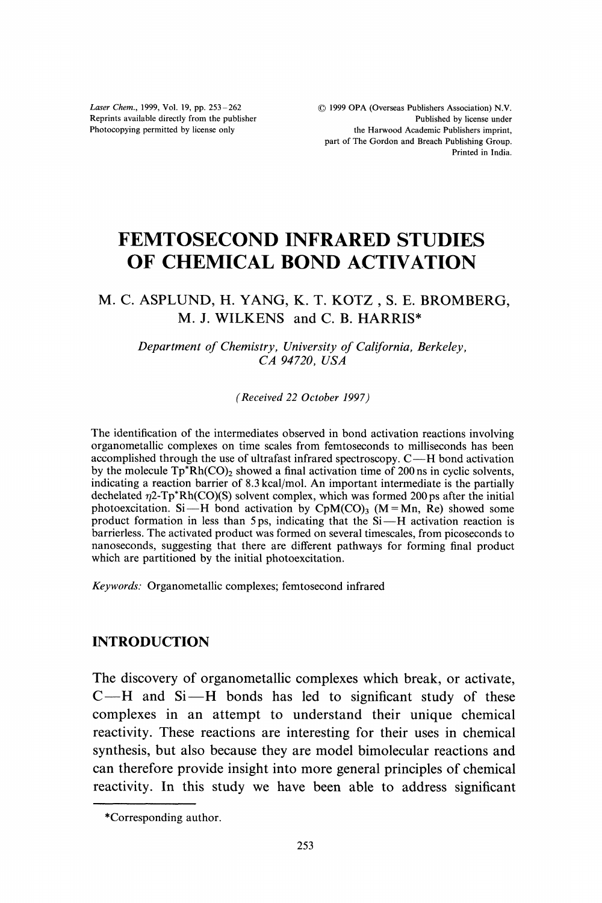# FEMTOSECOND INFRARED STUDIES OF CHEMICAL BOND ACTIVATION

M. C. ASPLUND, H. YANG, K. T. KOTZ , S. E. BROMBERG, M. J. WILKENS and C. B. HARRIS*

*Department of Chemistry, University of California, Berkeley, CA 94720, USA*

*(Received 22 October 1997)*

The identification of the intermediates observed in bond activation reactions involving organometallic complexes on time scales from femtoseconds to milliseconds has been accomplished through the use of ultrafast infrared spectroscopy. C—H bond activation by the molecule $Tp^{*}Rh(CO)_2$ showed a final activation time of 200 ns in cyclic solvents, indicating a reaction barrier of 8.3 kcal/mol. An important intermediate is the partially dechelated $\eta 2$-$Tp^{*}Rh(CO)(S)$ solvent complex, which was formed 200 ps after the initial photoexcitation. Si—H bond activation by $CpM(CO)_3$ (M = Mn, Re) showed some product formation in less than 5 ps, indicating that the Si—H activation reaction is barrierless. The activated product was formed on several timescales, from picoseconds to nanoseconds, suggesting that there are different pathways for forming final product which are partitioned by the initial photoexcitation.

*Keywords:* Organometallic complexes; femtosecond infrared

## INTRODUCTION

The discovery of organometallic complexes which break, or activate, C—H and Si—H bonds has led to significant study of these complexes in an attempt to understand their unique chemical reactivity. These reactions are interesting for their uses in chemical synthesis, but also because they are model bimolecular reactions and can therefore provide insight into more general principles of chemical reactivity. In this study we have been able to address significant

*Corresponding author.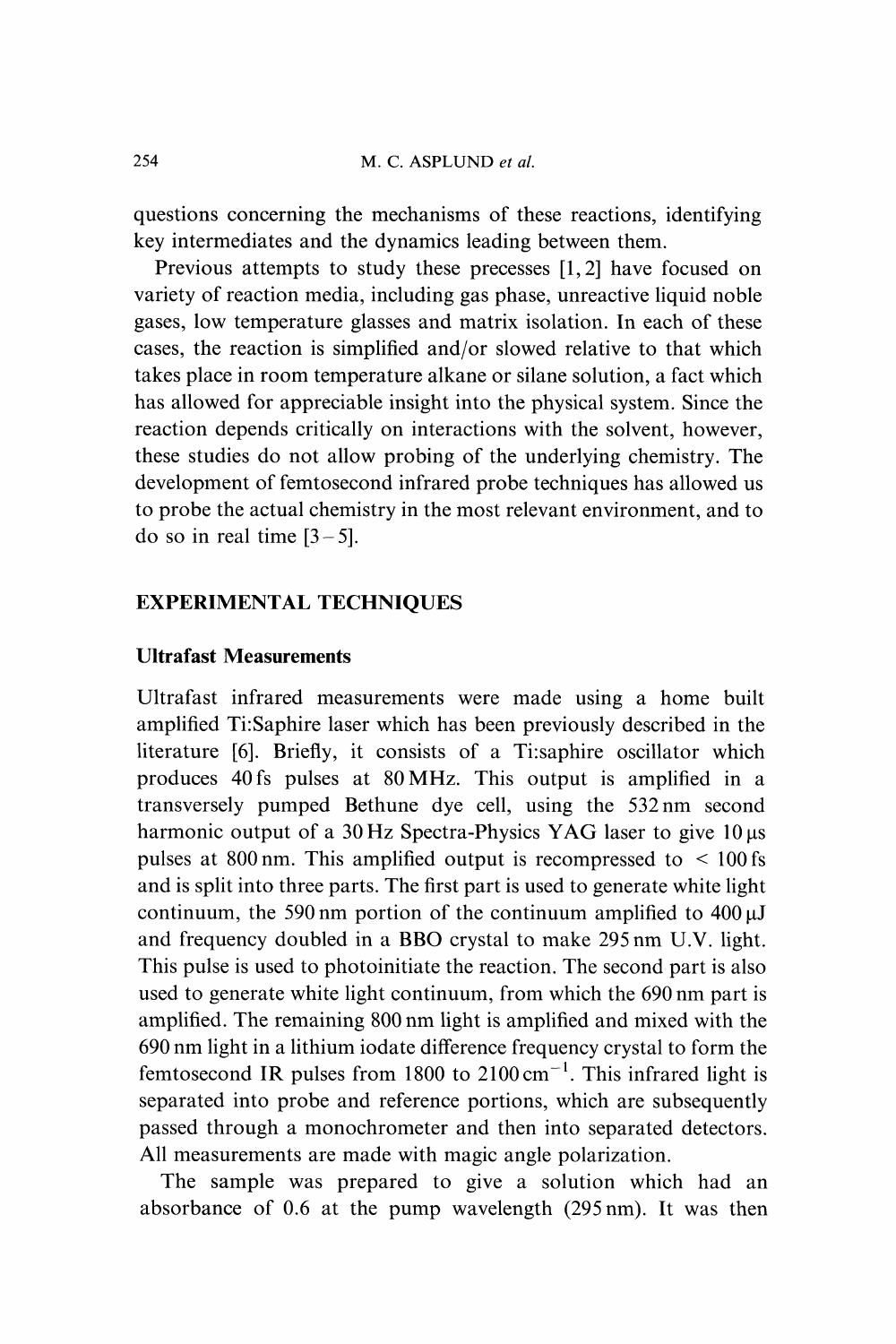questions concerning the mechanisms of these reactions, identifying key intermediates and the dynamics leading between them.

Previous attempts to study these precesses [1, 2] have focused on variety of reaction media, including gas phase, unreactive liquid noble gases, low temperature glasses and matrix isolation. In each of these cases, the reaction is simplified and/or slowed relative to that which takes place in room temperature alkane or silane solution, a fact which has allowed for appreciable insight into the physical system. Since the reaction depends critically on interactions with the solvent, however, these studies do not allow probing of the underlying chemistry. The development of femtosecond infrared probe techniques has allowed us to probe the actual chemistry in the most relevant environment, and to do so in real time [3 – 5].

## EXPERIMENTAL TECHNIQUES

### Ultrafast Measurements

Ultrafast infrared measurements were made using a home built amplified Ti:Saphire laser which has been previously described in the literature [6]. Briefly, it consists of a Ti:saphire oscillator which produces 40 fs pulses at 80 MHz. This output is amplified in a transversely pumped Bethune dye cell, using the 532 nm second harmonic output of a 30 Hz Spectra-Physics YAG laser to give 10 μs pulses at 800 nm. This amplified output is recompressed to < 100 fs and is split into three parts. The first part is used to generate white light continuum, the 590 nm portion of the continuum amplified to 400 μJ and frequency doubled in a BBO crystal to make 295 nm U.V. light. This pulse is used to photoinitiate the reaction. The second part is also used to generate white light continuum, from which the 690 nm part is amplified. The remaining 800 nm light is amplified and mixed with the 690 nm light in a lithium iodate difference frequency crystal to form the femtosecond IR pulses from 1800 to 2100 $cm^{-1}$. This infrared light is separated into probe and reference portions, which are subsequently passed through a monochrometer and then into separated detectors. All measurements are made with magic angle polarization.

The sample was prepared to give a solution which had an absorbance of 0.6 at the pump wavelength (295 nm). It was then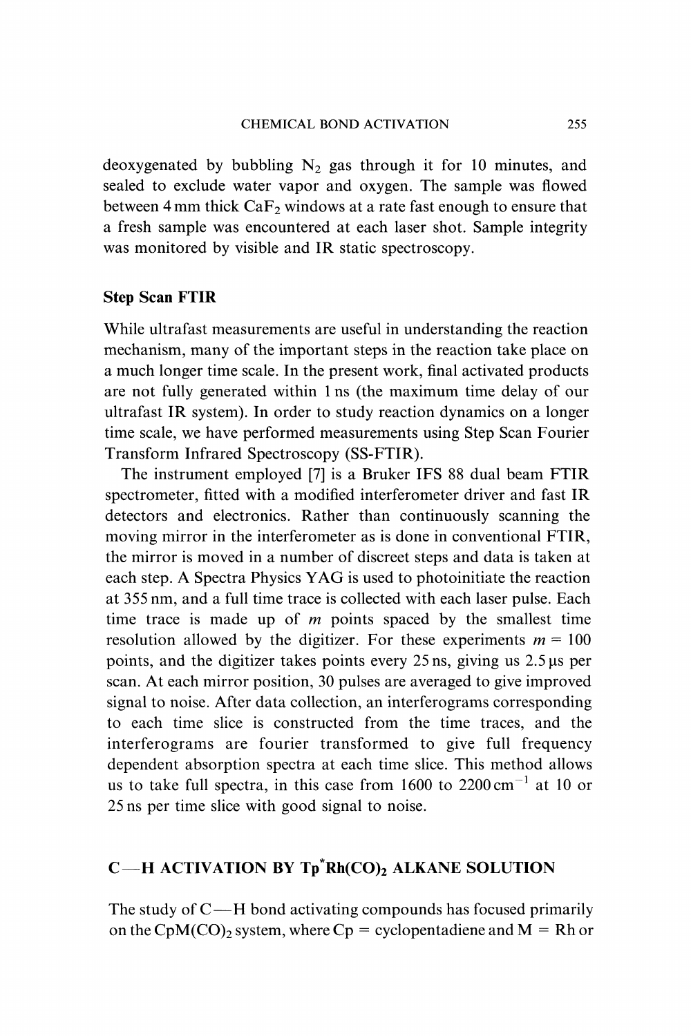deoxygenated by bubbling $N_2$ gas through it for 10 minutes, and sealed to exclude water vapor and oxygen. The sample was flowed between 4 mm thick $CaF_2$ windows at a rate fast enough to ensure that a fresh sample was encountered at each laser shot. Sample integrity was monitored by visible and IR static spectroscopy.

### Step Scan FTIR

While ultrafast measurements are useful in understanding the reaction mechanism, many of the important steps in the reaction take place on a much longer time scale. In the present work, final activated products are not fully generated within 1 ns (the maximum time delay of our ultrafast IR system). In order to study reaction dynamics on a longer time scale, we have performed measurements using Step Scan Fourier Transform Infrared Spectroscopy (SS-FTIR).

The instrument employed [7] is a Bruker IFS 88 dual beam FTIR spectrometer, fitted with a modified interferometer driver and fast IR detectors and electronics. Rather than continuously scanning the moving mirror in the interferometer as is done in conventional FTIR, the mirror is moved in a number of discreet steps and data is taken at each step. A Spectra Physics YAG is used to photoinitiate the reaction at 355 nm, and a full time trace is collected with each laser pulse. Each time trace is made up of $m$ points spaced by the smallest time resolution allowed by the digitizer. For these experiments $m = 100$ points, and the digitizer takes points every 25 ns, giving us 2.5 μs per scan. At each mirror position, 30 pulses are averaged to give improved signal to noise. After data collection, an interferograms corresponding to each time slice is constructed from the time traces, and the interferograms are fourier transformed to give full frequency dependent absorption spectra at each time slice. This method allows us to take full spectra, in this case from 1600 to 2200 $cm^{-1}$ at 10 or 25 ns per time slice with good signal to noise.

## C—H ACTIVATION BY $Tp^*Rh(CO)_2$ ALKANE SOLUTION

The study of C—H bond activating compounds has focused primarily on the $CpM(CO)_2$ system, where Cp = cyclopentadiene and M = Rh or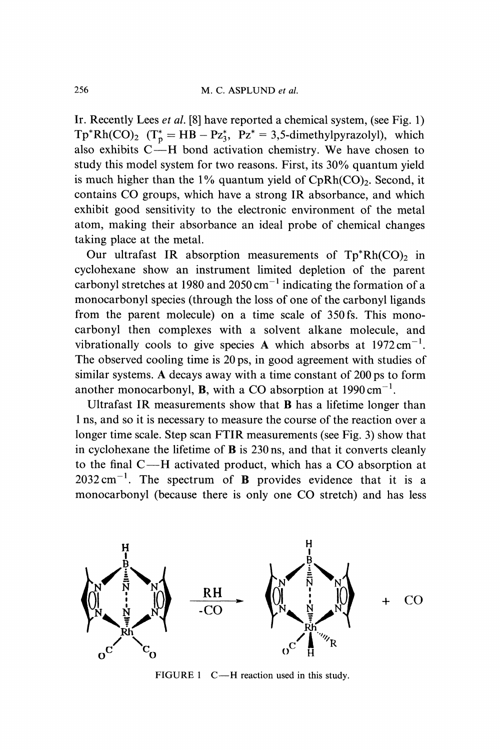Ir. Recently Lees *et al.* [8] have reported a chemical system, (see Fig. 1) $Tp^*Rh(CO)_2$ ($T_p^* = HB - Pz_3^*$, $Pz^*$ = 3,5-dimethylpyrazolyl), which also exhibits C—H bond activation chemistry. We have chosen to study this model system for two reasons. First, its 30% quantum yield is much higher than the 1% quantum yield of $CpRh(CO)_2$. Second, it contains CO groups, which have a strong IR absorbance, and which exhibit good sensitivity to the electronic environment of the metal atom, making their absorbance an ideal probe of chemical changes taking place at the metal.

Our ultrafast IR absorption measurements of $Tp^*Rh(CO)_2$ in cyclohexane show an instrument limited depletion of the parent carbonyl stretches at 1980 and 2050 $cm^{-1}$ indicating the formation of a monocarbonyl species (through the loss of one of the carbonyl ligands from the parent molecule) on a time scale of 350 fs. This monocarbonyl then complexes with a solvent alkane molecule, and vibrationally cools to give species **A** which absorbs at 1972 $cm^{-1}$. The observed cooling time is 20 ps, in good agreement with studies of similar systems. **A** decays away with a time constant of 200 ps to form another monocarbonyl, **B**, with a CO absorption at 1990 $cm^{-1}$.

Ultrafast IR measurements show that **B** has a lifetime longer than 1 ns, and so it is necessary to measure the course of the reaction over a longer time scale. Step scan FTIR measurements (see Fig. 3) show that in cyclohexane the lifetime of **B** is 230 ns, and that it converts cleanly to the final C—H activated product, which has a CO absorption at 2032 $cm^{-1}$. The spectrum of **B** provides evidence that it is a monocarbonyl (because there is only one CO stretch) and has less

FIGURE 1 C—H reaction used in this study.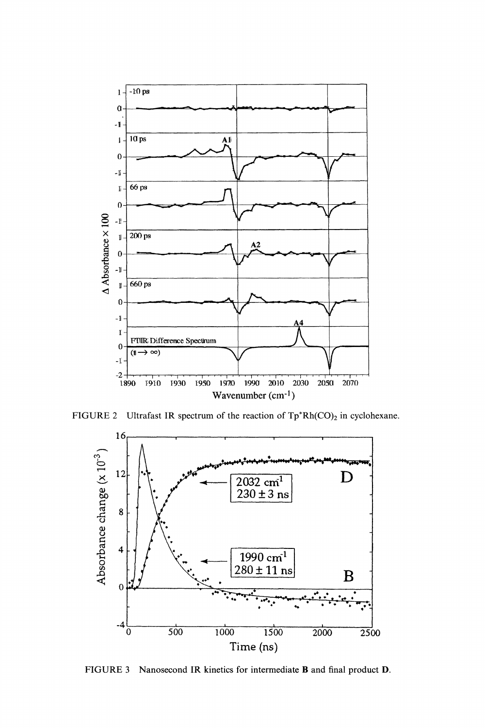FIGURE 2 Ultrafast IR spectrum of the reaction of $Tp^*Rh(CO)_2$ in cyclohexane.

FIGURE 3 Nanosecond IR kinetics for intermediate **B** and final product **D**.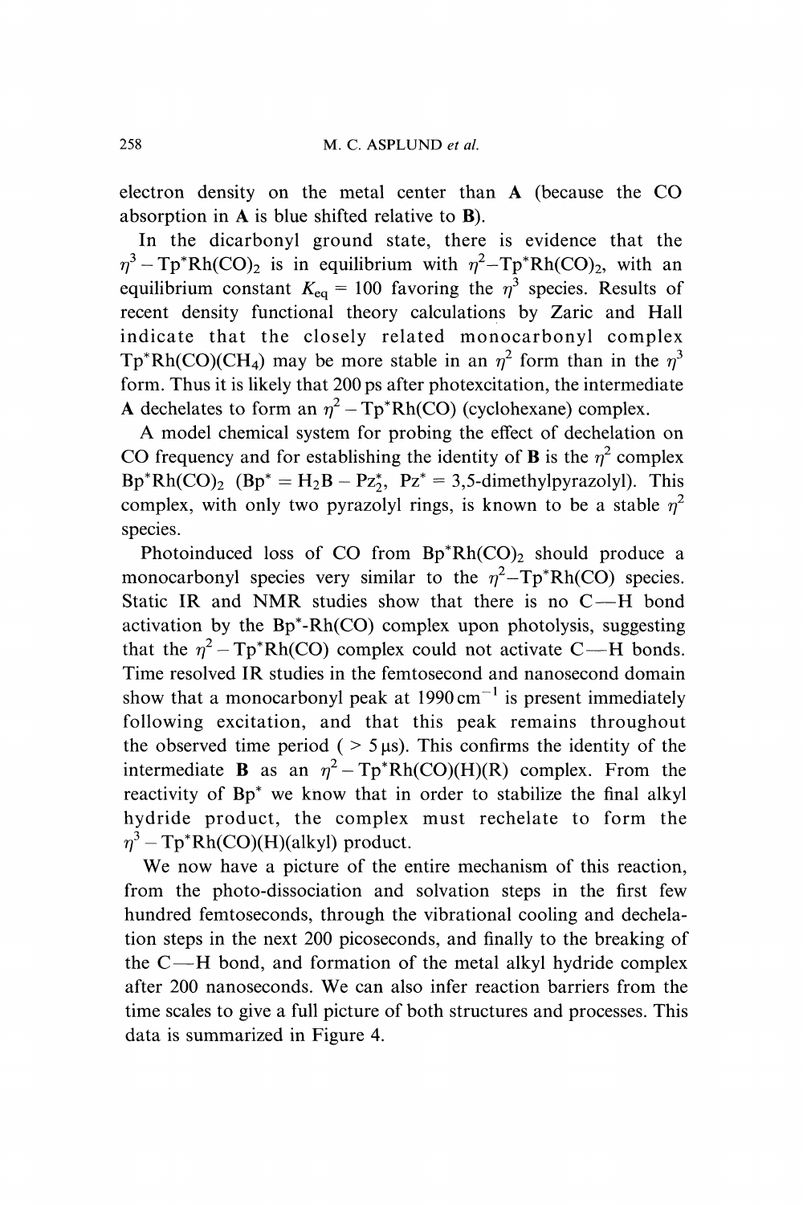electron density on the metal center than **A** (because the CO absorption in **A** is blue shifted relative to **B**).

In the dicarbonyl ground state, there is evidence that the $\eta^3 - Tp^*Rh(CO)_2$ is in equilibrium with $\eta^2 - Tp^*Rh(CO)_2$, with an equilibrium constant $K_{eq} = 100$ favoring the $\eta^3$ species. Results of recent density functional theory calculations by Zaric and Hall indicate that the closely related monocarbonyl complex $Tp^*Rh(CO)(CH_4)$ may be more stable in an $\eta^2$ form than in the $\eta^3$ form. Thus it is likely that 200 ps after photexcitation, the intermediate **A** dechelates to form an $\eta^2 - Tp^*Rh(CO)$ (cyclohexane) complex.

A model chemical system for probing the effect of dechelation on CO frequency and for establishing the identity of **B** is the $\eta^2$ complex $Bp^*Rh(CO)_2$ ($Bp^* = H_2B - Pz_2^*$, $Pz^*$ = 3,5-dimethylpyrazolyl). This complex, with only two pyrazolyl rings, is known to be a stable $\eta^2$ species.

Photoinduced loss of CO from $Bp^*Rh(CO)_2$ should produce a monocarbonyl species very similar to the $\eta^2 - Tp^*Rh(CO)$ species. Static IR and NMR studies show that there is no C—H bond activation by the $Bp^*$-Rh(CO) complex upon photolysis, suggesting that the $\eta^2 - Tp^*Rh(CO)$ complex could not activate C—H bonds. Time resolved IR studies in the femtosecond and nanosecond domain show that a monocarbonyl peak at $1990\,cm^{-1}$ is present immediately following excitation, and that this peak remains throughout the observed time period ( $> 5\,\mu s$). This confirms the identity of the intermediate **B** as an $\eta^2 - Tp^*Rh(CO)(H)(R)$ complex. From the reactivity of $Bp^*$ we know that in order to stabilize the final alkyl hydride product, the complex must rechelate to form the $\eta^3 - Tp^*Rh(CO)(H)(alkyl)$ product.

We now have a picture of the entire mechanism of this reaction, from the photo-dissociation and solvation steps in the first few hundred femtoseconds, through the vibrational cooling and dechelation steps in the next 200 picoseconds, and finally to the breaking of the C—H bond, and formation of the metal alkyl hydride complex after 200 nanoseconds. We can also infer reaction barriers from the time scales to give a full picture of both structures and processes. This data is summarized in Figure 4.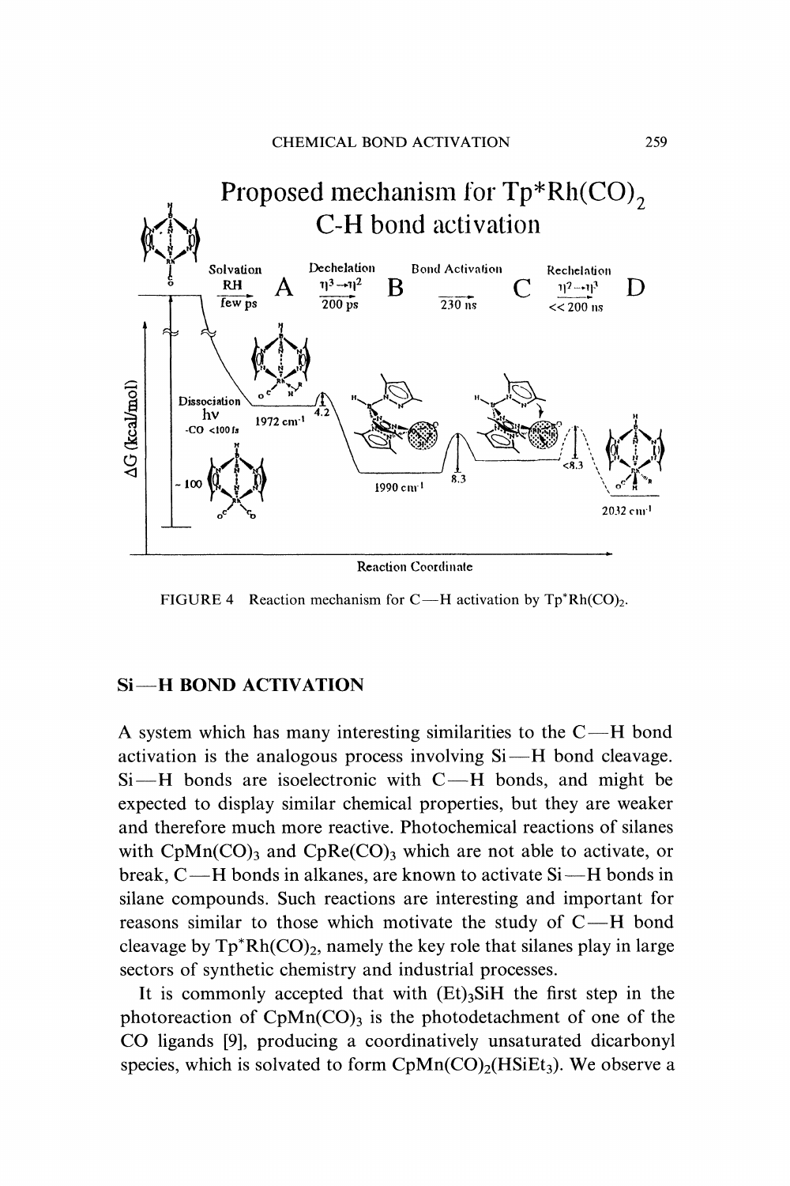Proposed mechanism for Tp*Rh(CO)$_2$ C-H bond activation

FIGURE 4 Reaction mechanism for C—H activation by $Tp^*Rh(CO)_2$.

## Si—H BOND ACTIVATION

A system which has many interesting similarities to the C—H bond activation is the analogous process involving Si—H bond cleavage. Si—H bonds are isoelectronic with C—H bonds, and might be expected to display similar chemical properties, but they are weaker and therefore much more reactive. Photochemical reactions of silanes with $CpMn(CO)_3$ and $CpRe(CO)_3$ which are not able to activate, or break, C—H bonds in alkanes, are known to activate Si—H bonds in silane compounds. Such reactions are interesting and important for reasons similar to those which motivate the study of C—H bond cleavage by $Tp^*Rh(CO)_2$, namely the key role that silanes play in large sectors of synthetic chemistry and industrial processes.

It is commonly accepted that with $(Et)_3SiH$ the first step in the photoreaction of $CpMn(CO)_3$ is the photodetachment of one of the CO ligands [9], producing a coordinatively unsaturated dicarbonyl species, which is solvated to form $CpMn(CO)_2(HSiEt_3)$. We observe a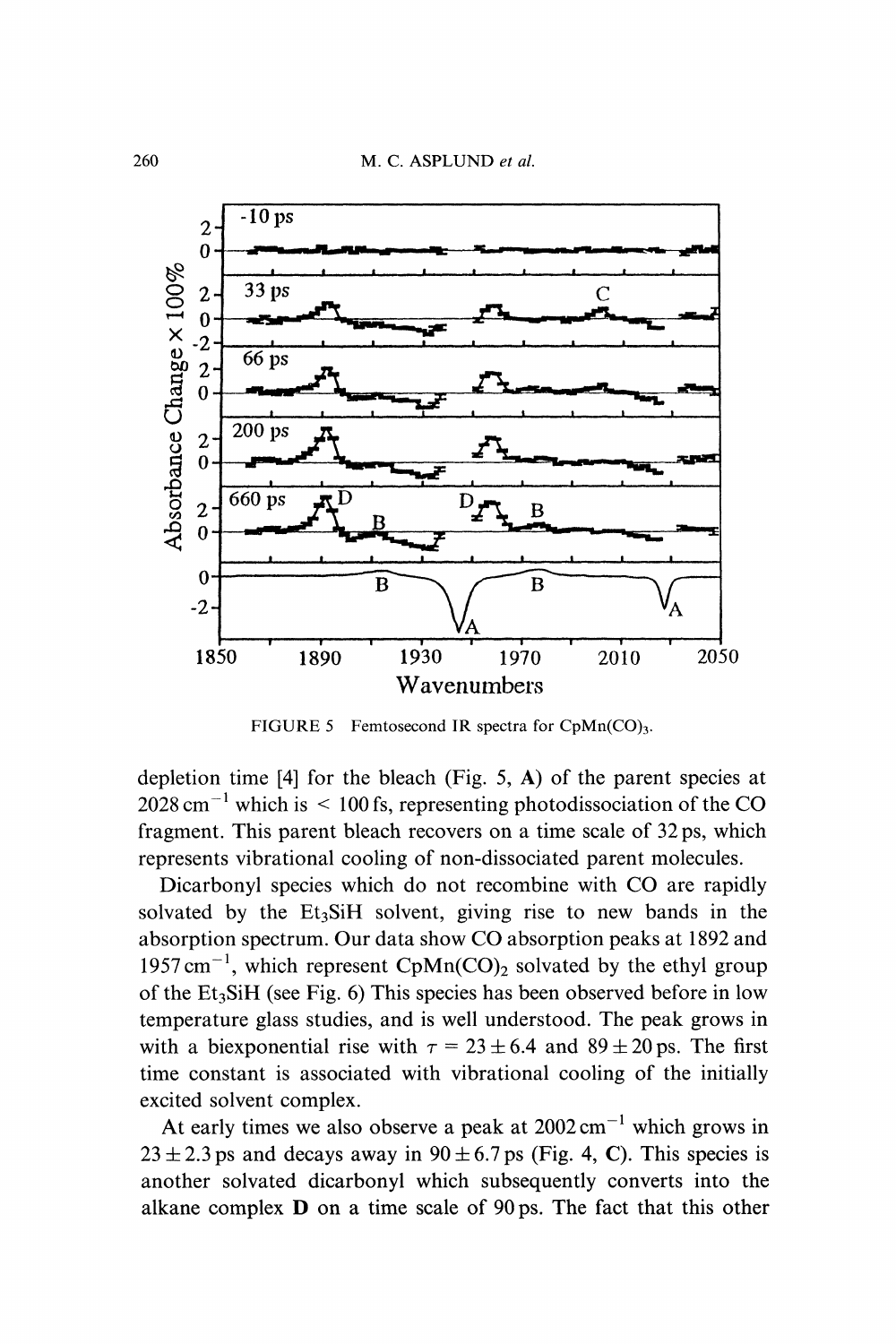FIGURE 5 Femtosecond IR spectra for $CpMn(CO)_3$.

depletion time [4] for the bleach (Fig. 5, **A**) of the parent species at $2028\,cm^{-1}$ which is $< 100\,fs$, representing photodissociation of the CO fragment. This parent bleach recovers on a time scale of 32 ps, which represents vibrational cooling of non-dissociated parent molecules.

Dicarbonyl species which do not recombine with CO are rapidly solvated by the $Et_3SiH$ solvent, giving rise to new bands in the absorption spectrum. Our data show CO absorption peaks at 1892 and $1957\,cm^{-1}$, which represent $CpMn(CO)_2$ solvated by the ethyl group of the $Et_3SiH$ (see Fig. 6) This species has been observed before in low temperature glass studies, and is well understood. The peak grows in with a biexponential rise with $\tau = 23 \pm 6.4$ and $89 \pm 20\,ps$. The first time constant is associated with vibrational cooling of the initially excited solvent complex.

At early times we also observe a peak at $2002\,cm^{-1}$ which grows in $23 \pm 2.3\,ps$ and decays away in $90 \pm 6.7\,ps$ (Fig. 4, **C**). This species is another solvated dicarbonyl which subsequently converts into the alkane complex **D** on a time scale of 90 ps. The fact that this other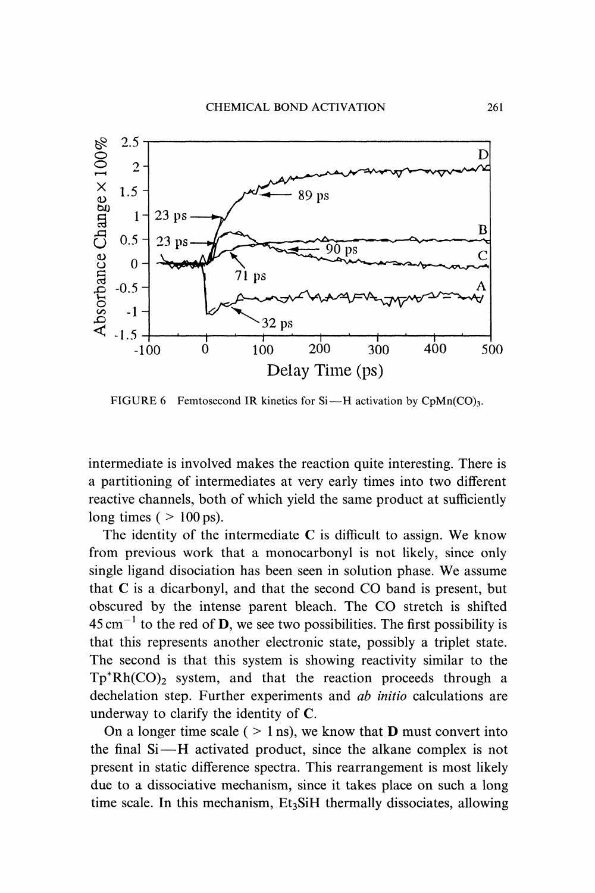FIGURE 6 Femtosecond IR kinetics for Si—H activation by $CpMn(CO)_3$.

intermediate is involved makes the reaction quite interesting. There is a partitioning of intermediates at very early times into two different reactive channels, both of which yield the same product at sufficiently long times ( > 100 ps).

The identity of the intermediate **C** is difficult to assign. We know from previous work that a monocarbonyl is not likely, since only single ligand disociation has been seen in solution phase. We assume that **C** is a dicarbonyl, and that the second CO band is present, but obscured by the intense parent bleach. The CO stretch is shifted $45\,cm^{-1}$ to the red of **D**, we see two possibilities. The first possibility is that this represents another electronic state, possibly a triplet state. The second is that this system is showing reactivity similar to the $Tp^{*}Rh(CO)_2$ system, and that the reaction proceeds through a dechelation step. Further experiments and *ab initio* calculations are underway to clarify the identity of **C**.

On a longer time scale ( > 1 ns), we know that **D** must convert into the final Si—H activated product, since the alkane complex is not present in static difference spectra. This rearrangement is most likely due to a dissociative mechanism, since it takes place on such a long time scale. In this mechanism, $Et_3SiH$ thermally dissociates, allowing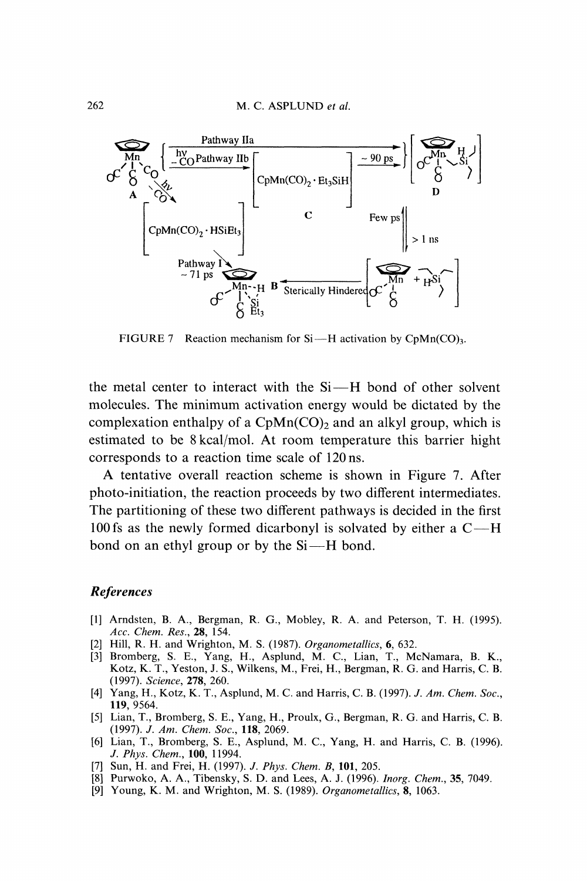Pathway IIa

hν − CO Pathway IIb

$CpMn(CO)_2 \cdot Et_3SiH$

C

~ 90 ps

D

A

hν

$CpMn(CO)_2 \cdot HSiEt_3$

Few ps

> 1 ns

Pathway I

~ 71 ps

B

Sterically Hindered

FIGURE 7 Reaction mechanism for Si—H activation by $CpMn(CO)_3$.

the metal center to interact with the Si—H bond of other solvent molecules. The minimum activation energy would be dictated by the complexation enthalpy of a $CpMn(CO)_2$ and an alkyl group, which is estimated to be 8 kcal/mol. At room temperature this barrier hight corresponds to a reaction time scale of 120 ns.

A tentative overall reaction scheme is shown in Figure 7. After photo-initiation, the reaction proceeds by two different intermediates. The partitioning of these two different pathways is decided in the first 100 fs as the newly formed dicarbonyl is solvated by either a C—H bond on an ethyl group or by the Si—H bond.

### *References*

[1] Arndsten, B. A., Bergman, R. G., Mobley, R. A. and Peterson, T. H. (1995). *Acc. Chem. Res.*, **28**, 154.
[2] Hill, R. H. and Wrighton, M. S. (1987). *Organometallics*, **6**, 632.
[3] Bromberg, S. E., Yang, H., Asplund, M. C., Lian, T., McNamara, B. K., Kotz, K. T., Yeston, J. S., Wilkens, M., Frei, H., Bergman, R. G. and Harris, C. B. (1997). *Science*, **278**, 260.
[4] Yang, H., Kotz, K. T., Asplund, M. C. and Harris, C. B. (1997). *J. Am. Chem. Soc.*, **119**, 9564.
[5] Lian, T., Bromberg, S. E., Yang, H., Proulx, G., Bergman, R. G. and Harris, C. B. (1997). *J. Am. Chem. Soc.*, **118**, 2069.
[6] Lian, T., Bromberg, S. E., Asplund, M. C., Yang, H. and Harris, C. B. (1996). *J. Phys. Chem.*, **100**, 11994.
[7] Sun, H. and Frei, H. (1997). *J. Phys. Chem. B*, **101**, 205.
[8] Purwoko, A. A., Tibensky, S. D. and Lees, A. J. (1996). *Inorg. Chem.*, **35**, 7049.
[9] Young, K. M. and Wrighton, M. S. (1989). *Organometallics*, **8**, 1063.